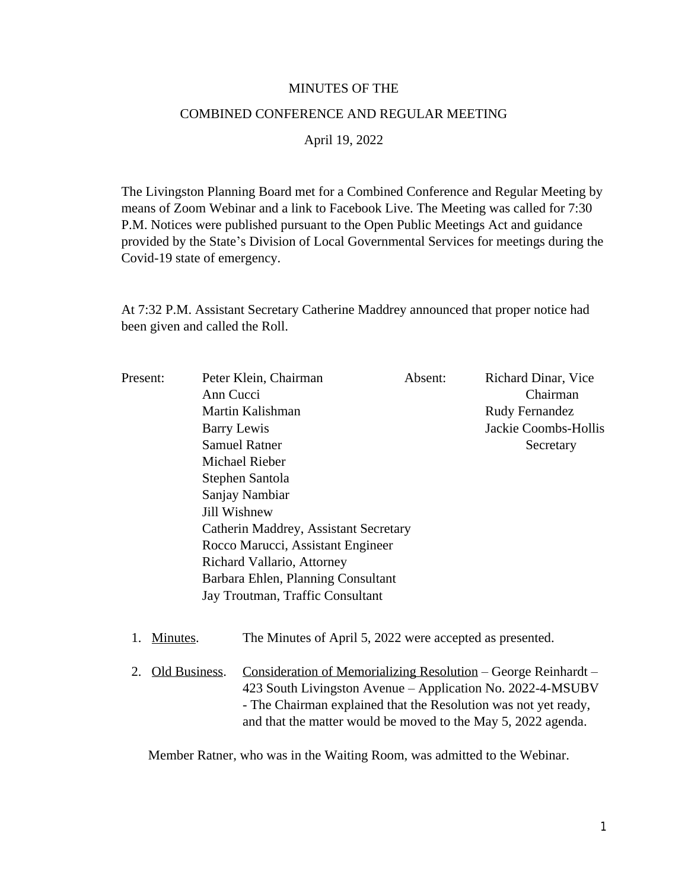MINUTES OF THE

COMBINED CONFERENCE AND REGULAR MEETING

April 19, 2022

The Livingston Planning Board met for a Combined Conference and Regular Meeting by means of Zoom Webinar and a link to Facebook Live. The Meeting was called for 7:30 P.M. Notices were published pursuant to the Open Public Meetings Act and guidance provided by the State's Division of Local Governmental Services for meetings during the Covid-19 state of emergency.

At 7:32 P.M. Assistant Secretary Catherine Maddrey announced that proper notice had been given and called the Roll.

| Present: | | Absent: | |
|---|---|---|---|
| | Peter Klein, Chairman | | Richard Dinar, Vice Chairman |
| | Ann Cucci | | Rudy Fernandez |
| | Martin Kalishman | | Jackie Coombs-Hollis Secretary |
| | Barry Lewis | | |
| | Samuel Ratner | | |
| | Michael Rieber | | |
| | Stephen Santola | | |
| | Sanjay Nambiar | | |
| | Jill Wishnew | | |
| | Catherin Maddrey, Assistant Secretary | | |
| | Rocco Marucci, Assistant Engineer | | |
| | Richard Vallario, Attorney | | |
| | Barbara Ehlen, Planning Consultant | | |
| | Jay Troutman, Traffic Consultant | | |

1. Minutes. The Minutes of April 5, 2022 were accepted as presented.

2. Old Business. Consideration of Memorializing Resolution – George Reinhardt – 423 South Livingston Avenue – Application No. 2022-4-MSUBV - The Chairman explained that the Resolution was not yet ready, and that the matter would be moved to the May 5, 2022 agenda.

Member Ratner, who was in the Waiting Room, was admitted to the Webinar.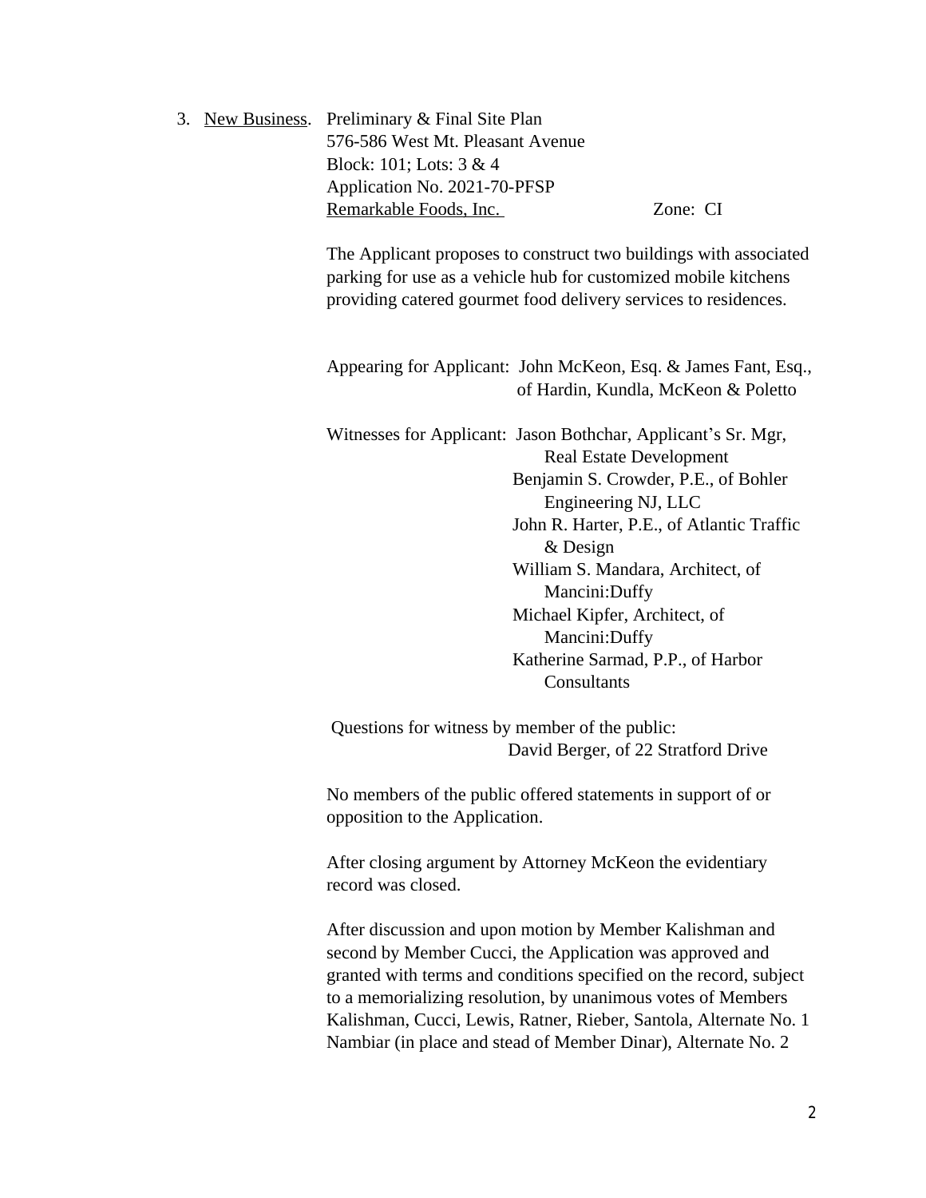3. <u>New Business</u>. Preliminary & Final Site Plan
576-586 West Mt. Pleasant Avenue
Block: 101; Lots: 3 & 4
Application No. 2021-70-PFSP
<u>Remarkable Foods, Inc.</u> Zone: CI

The Applicant proposes to construct two buildings with associated parking for use as a vehicle hub for customized mobile kitchens providing catered gourmet food delivery services to residences.

Appearing for Applicant: John McKeon, Esq. & James Fant, Esq., of Hardin, Kundla, McKeon & Poletto

Witnesses for Applicant: Jason Bothchar, Applicant's Sr. Mgr, Real Estate Development
Benjamin S. Crowder, P.E., of Bohler Engineering NJ, LLC
John R. Harter, P.E., of Atlantic Traffic & Design
William S. Mandara, Architect, of Mancini:Duffy
Michael Kipfer, Architect, of Mancini:Duffy
Katherine Sarmad, P.P., of Harbor Consultants

Questions for witness by member of the public:
David Berger, of 22 Stratford Drive

No members of the public offered statements in support of or opposition to the Application.

After closing argument by Attorney McKeon the evidentiary record was closed.

After discussion and upon motion by Member Kalishman and second by Member Cucci, the Application was approved and granted with terms and conditions specified on the record, subject to a memorializing resolution, by unanimous votes of Members Kalishman, Cucci, Lewis, Ratner, Rieber, Santola, Alternate No. 1 Nambiar (in place and stead of Member Dinar), Alternate No. 2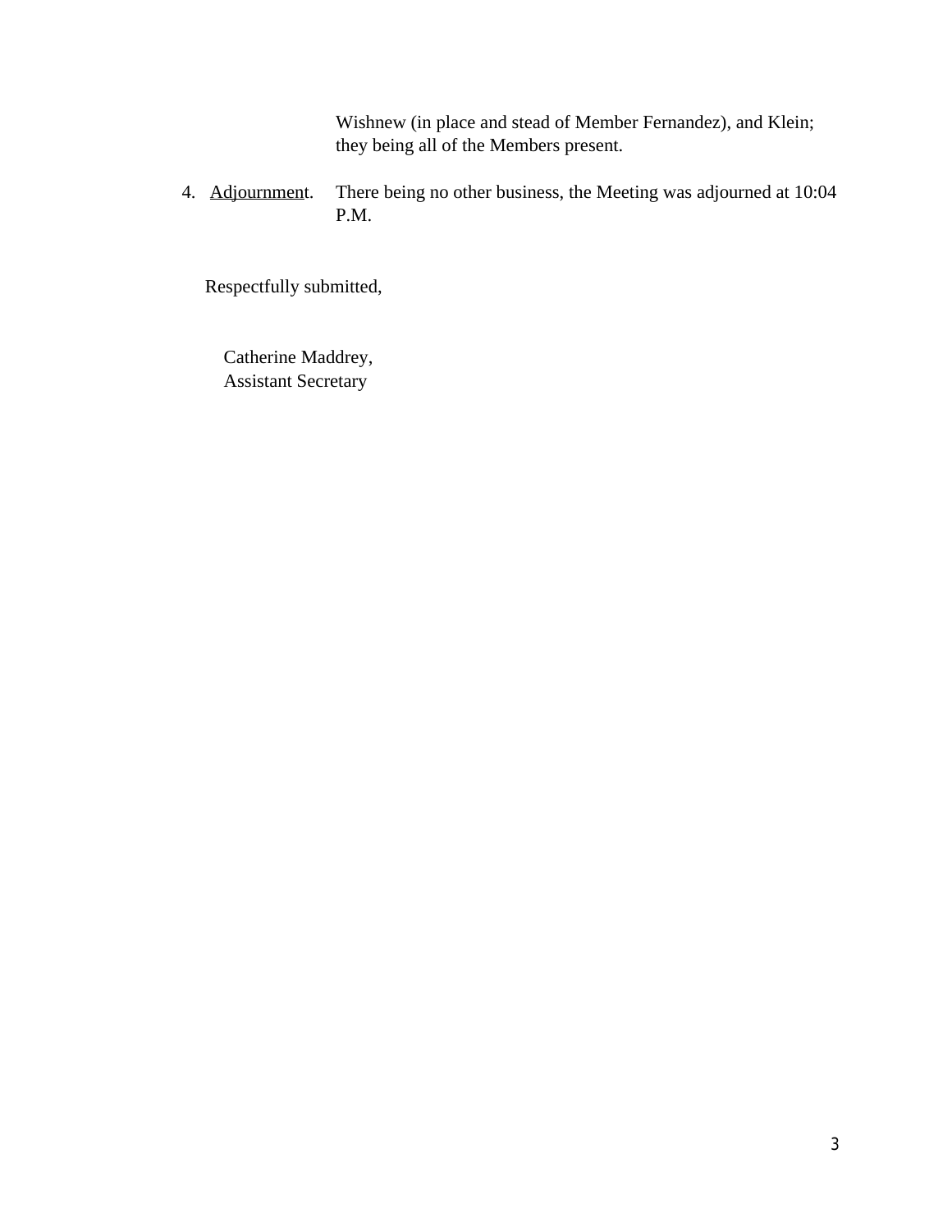Wishnew (in place and stead of Member Fernandez), and Klein; they being all of the Members present.

4. Adjournment. There being no other business, the Meeting was adjourned at 10:04 P.M.

Respectfully submitted,

Catherine Maddrey,
Assistant Secretary